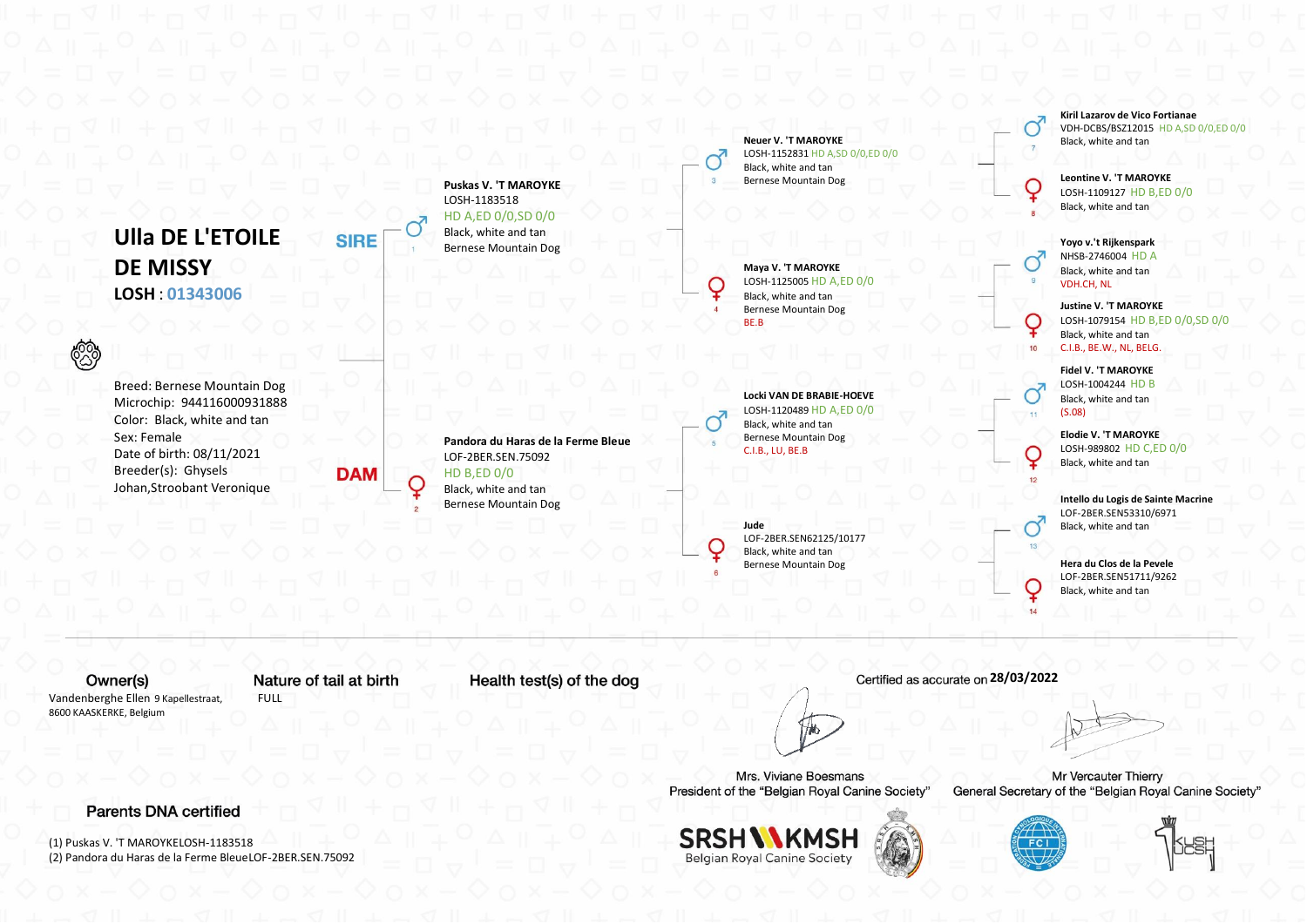# Ulla DE L'ETOILE DE MISSY

**LOSH : 01343006**

Breed: Bernese Mountain Dog
Microchip: 944116000931888
Color: Black, white and tan
Sex: Female
Date of birth: 08/11/2021
Breeder(s): Ghysels Johan,Stroobant Veronique

## SIRE

**1 — Puskas V. 'T MAROYKE**
LOSH-1183518
HD A,ED 0/0,SD 0/0
Black, white and tan
Bernese Mountain Dog

**3 — Neuer V. 'T MAROYKE**
LOSH-1152831 HD A,SD 0/0,ED 0/0
Black, white and tan
Bernese Mountain Dog

**7 — Kiril Lazarov de Vico Fortianae**
VDH-DCBS/BSZ12015 HD A,SD 0/0,ED 0/0
Black, white and tan

**8 — Leontine V. 'T MAROYKE**
LOSH-1109127 HD B,ED 0/0
Black, white and tan

**4 — Maya V. 'T MAROYKE**
LOSH-1125005 HD A,ED 0/0
Black, white and tan
Bernese Mountain Dog
BE.B

**9 — Yoyo v.'t Rijkenspark**
NHSB-2746004 HD A
Black, white and tan
VDH.CH, NL

**10 — Justine V. 'T MAROYKE**
LOSH-1079154 HD B,ED 0/0,SD 0/0
Black, white and tan
C.I.B., BE.W., NL, BELG.

## DAM

**2 — Pandora du Haras de la Ferme Bleue**
LOF-2BER.SEN.75092
HD B,ED 0/0
Black, white and tan
Bernese Mountain Dog

**5 — Locki VAN DE BRABIE-HOEVE**
LOSH-1120489 HD A,ED 0/0
Black, white and tan
Bernese Mountain Dog
C.I.B., LU, BE.B

**11 — Fidel V. 'T MAROYKE**
LOSH-1004244 HD B
Black, white and tan
(S.08)

**12 — Elodie V. 'T MAROYKE**
LOSH-989802 HD C,ED 0/0
Black, white and tan

**6 — Jude**
LOF-2BER.SEN62125/10177
Black, white and tan
Bernese Mountain Dog

**13 — Intello du Logis de Sainte Macrine**
LOF-2BER.SEN53310/6971
Black, white and tan

**14 — Hera du Clos de la Pevele**
LOF-2BER.SEN51711/9262
Black, white and tan

---

**Owner(s)**
Vandenberghe Ellen 9 Kapellestraat, 8600 KAASKERKE, Belgium

**Nature of tail at birth**
FULL

**Health test(s) of the dog**

Certified as accurate on **28/03/2022**

Mrs. Viviane Boesmans
President of the "Belgian Royal Canine Society"

Mr Vercauter Thierry
General Secretary of the "Belgian Royal Canine Society"

SRSH KMSH
Belgian Royal Canine Society

## Parents DNA certified

(1) Puskas V. 'T MAROYKELOSH-1183518
(2) Pandora du Haras de la Ferme BleueLOF-2BER.SEN.75092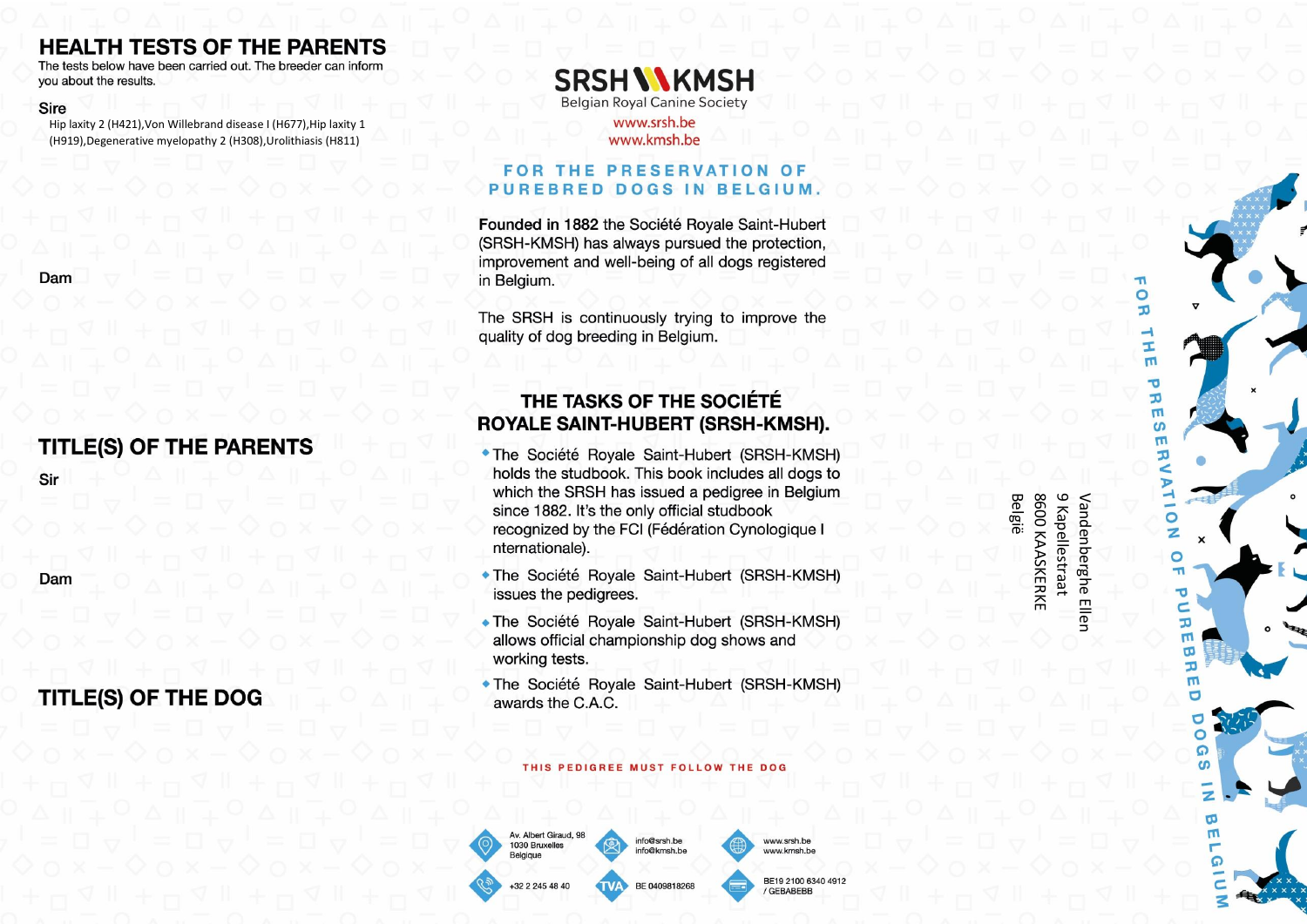## HEALTH TESTS OF THE PARENTS

The tests below have been carried out. The breeder can inform you about the results.

**Sire**

Hip laxity 2 (H421),Von Willebrand disease I (H677),Hip laxity 1 (H919),Degenerative myelopathy 2 (H308),Urolithiasis (H811)

**Dam**

## TITLE(S) OF THE PARENTS

**Sir**

**Dam**

## TITLE(S) OF THE DOG

SRSH KMSH

Belgian Royal Canine Society

www.srsh.be
www.kmsh.be

**FOR THE PRESERVATION OF PUREBRED DOGS IN BELGIUM.**

**Founded in 1882** the Société Royale Saint-Hubert (SRSH-KMSH) has always pursued the protection, improvement and well-being of all dogs registered in Belgium.

The SRSH is continuously trying to improve the quality of dog breeding in Belgium.

## THE TASKS OF THE SOCIÉTÉ ROYALE SAINT-HUBERT (SRSH-KMSH).

- The Société Royale Saint-Hubert (SRSH-KMSH) holds the studbook. This book includes all dogs to which the SRSH has issued a pedigree in Belgium since 1882. It's the only official studbook recognized by the FCI (Fédération Cynologique I nternationale).
- The Société Royale Saint-Hubert (SRSH-KMSH) issues the pedigrees.
- The Société Royale Saint-Hubert (SRSH-KMSH) allows official championship dog shows and working tests.
- The Société Royale Saint-Hubert (SRSH-KMSH) awards the C.A.C.

**THIS PEDIGREE MUST FOLLOW THE DOG**

Av. Albert Giraud, 98
1030 Bruxelles
Belgique

info@srsh.be
info@kmsh.be

www.srsh.be
www.kmsh.be

+32 2 245 48 40

TVA BE 0409818268

BE19 2100 6340 4912 / GEBABEBB

Vandenberghe Ellen
9 Kapellestraat
8600 KAASKERKE
België

FOR THE PRESERVATION OF PUREBRED DOGS IN BELGIUM